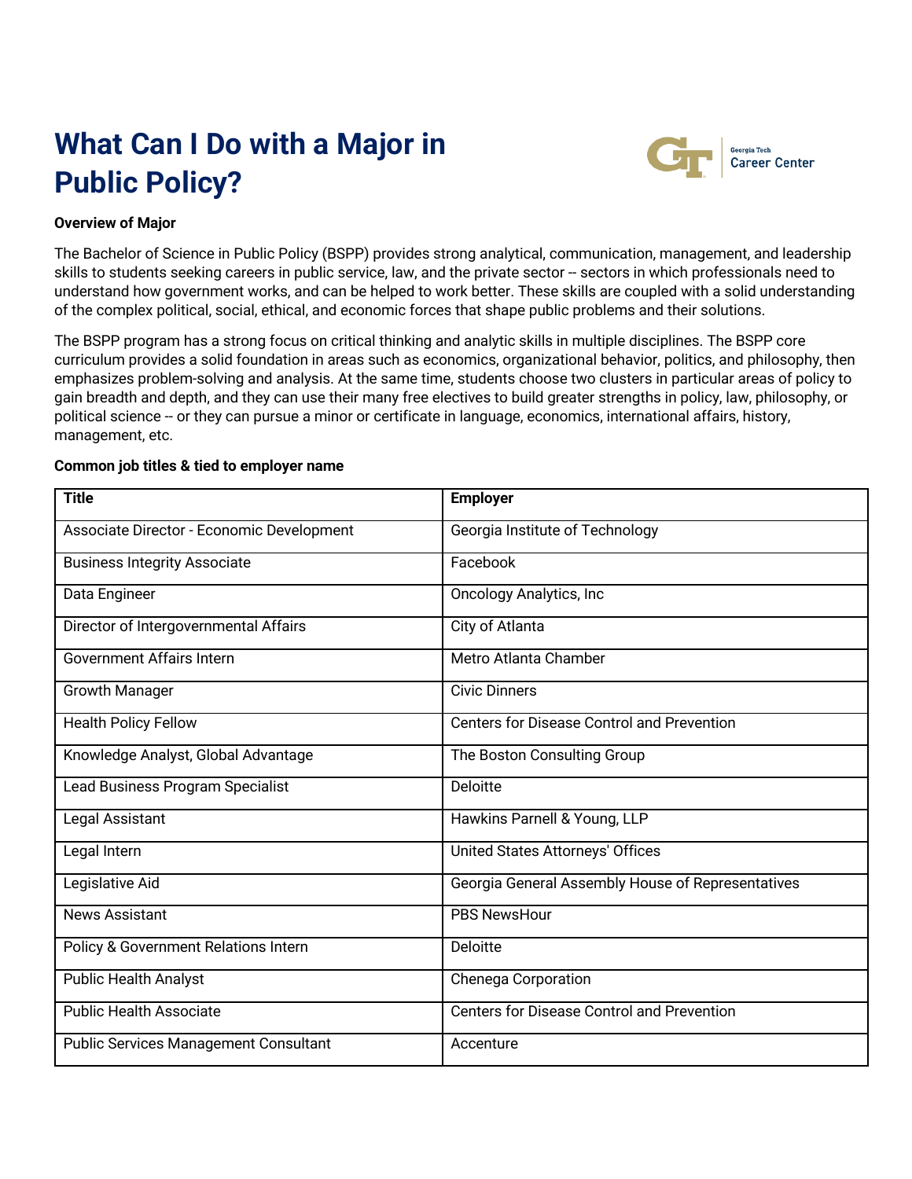# What Can I Do with a Major in Public Policy?

Georgia Tech Career Center

**Overview of Major**

The Bachelor of Science in Public Policy (BSPP) provides strong analytical, communication, management, and leadership skills to students seeking careers in public service, law, and the private sector -- sectors in which professionals need to understand how government works, and can be helped to work better. These skills are coupled with a solid understanding of the complex political, social, ethical, and economic forces that shape public problems and their solutions.

The BSPP program has a strong focus on critical thinking and analytic skills in multiple disciplines. The BSPP core curriculum provides a solid foundation in areas such as economics, organizational behavior, politics, and philosophy, then emphasizes problem-solving and analysis. At the same time, students choose two clusters in particular areas of policy to gain breadth and depth, and they can use their many free electives to build greater strengths in policy, law, philosophy, or political science -- or they can pursue a minor or certificate in language, economics, international affairs, history, management, etc.

**Common job titles & tied to employer name**

| Title | Employer |
| --- | --- |
| Associate Director - Economic Development | Georgia Institute of Technology |
| Business Integrity Associate | Facebook |
| Data Engineer | Oncology Analytics, Inc |
| Director of Intergovernmental Affairs | City of Atlanta |
| Government Affairs Intern | Metro Atlanta Chamber |
| Growth Manager | Civic Dinners |
| Health Policy Fellow | Centers for Disease Control and Prevention |
| Knowledge Analyst, Global Advantage | The Boston Consulting Group |
| Lead Business Program Specialist | Deloitte |
| Legal Assistant | Hawkins Parnell & Young, LLP |
| Legal Intern | United States Attorneys' Offices |
| Legislative Aid | Georgia General Assembly House of Representatives |
| News Assistant | PBS NewsHour |
| Policy & Government Relations Intern | Deloitte |
| Public Health Analyst | Chenega Corporation |
| Public Health Associate | Centers for Disease Control and Prevention |
| Public Services Management Consultant | Accenture |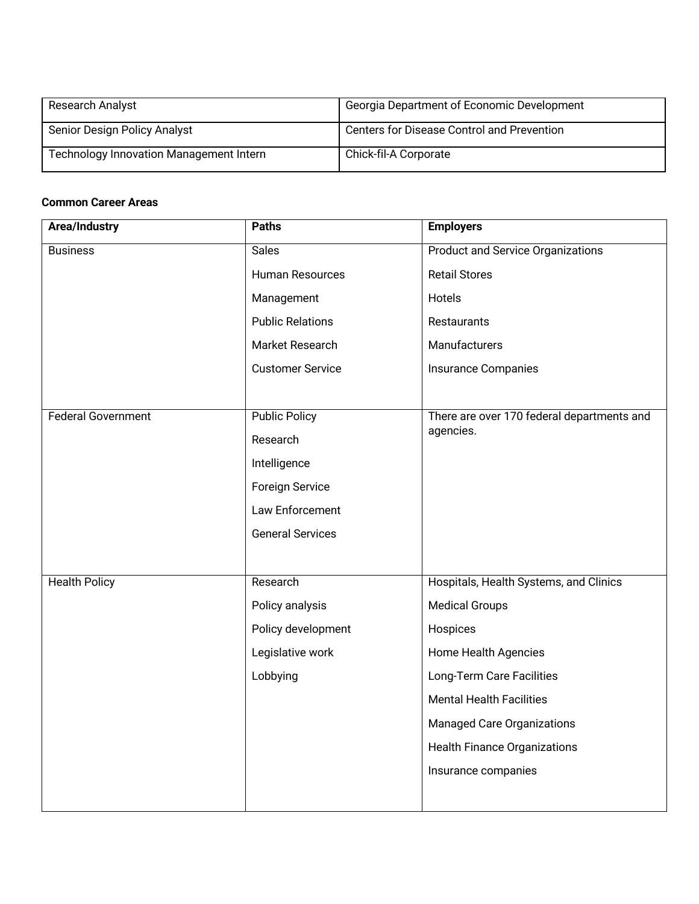| Research Analyst | Georgia Department of Economic Development |
|---|---|
| Senior Design Policy Analyst | Centers for Disease Control and Prevention |
| Technology Innovation Management Intern | Chick-fil-A Corporate |

**Common Career Areas**

| Area/Industry | Paths | Employers |
|---|---|---|
| Business | Sales<br>Human Resources<br>Management<br>Public Relations<br>Market Research<br>Customer Service | Product and Service Organizations<br>Retail Stores<br>Hotels<br>Restaurants<br>Manufacturers<br>Insurance Companies |
| Federal Government | Public Policy<br>Research<br>Intelligence<br>Foreign Service<br>Law Enforcement<br>General Services | There are over 170 federal departments and agencies. |
| Health Policy | Research<br>Policy analysis<br>Policy development<br>Legislative work<br>Lobbying | Hospitals, Health Systems, and Clinics<br>Medical Groups<br>Hospices<br>Home Health Agencies<br>Long-Term Care Facilities<br>Mental Health Facilities<br>Managed Care Organizations<br>Health Finance Organizations<br>Insurance companies |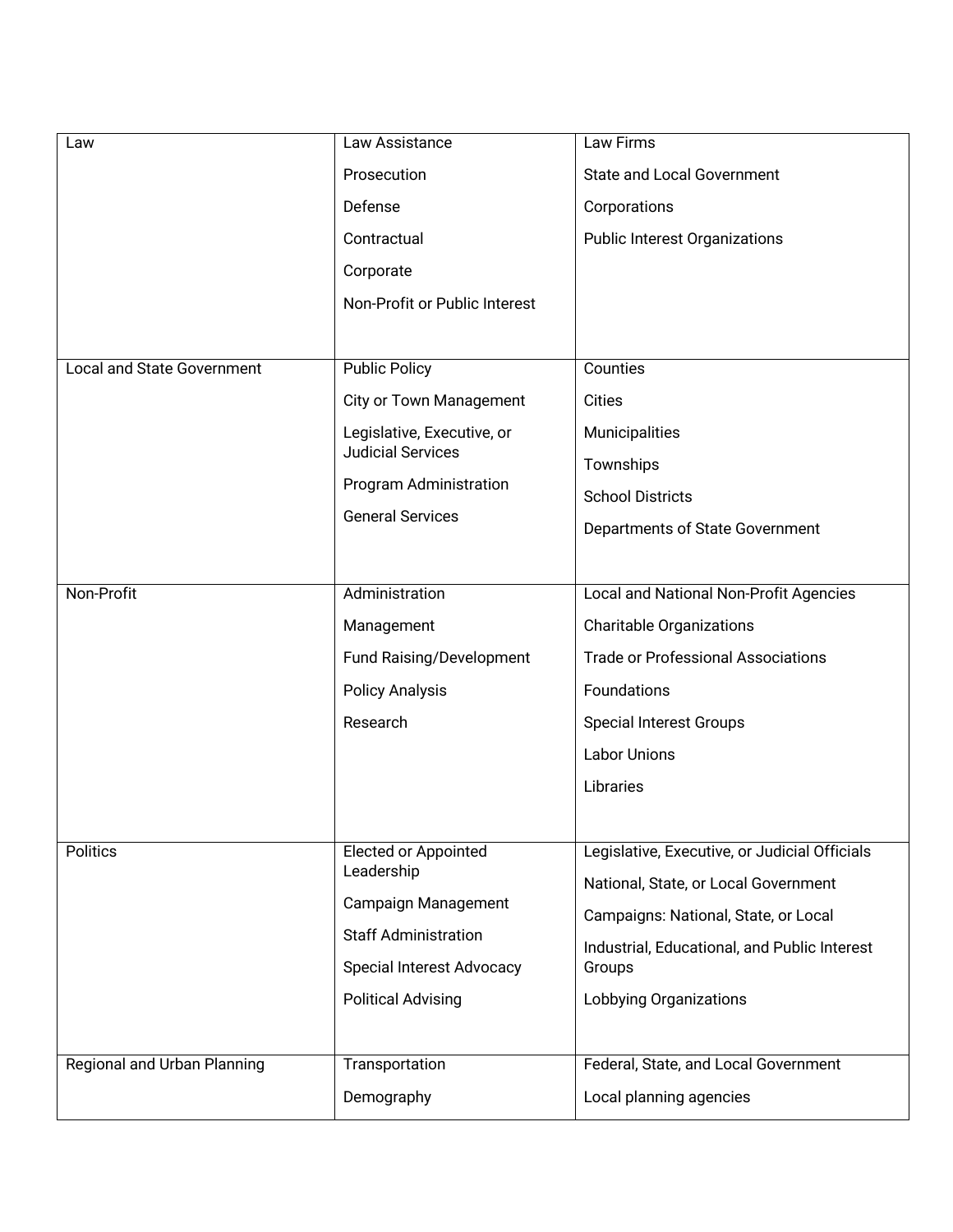| | | |
|---|---|---|
| Law | Law Assistance<br>Prosecution<br>Defense<br>Contractual<br>Corporate<br>Non-Profit or Public Interest | Law Firms<br>State and Local Government<br>Corporations<br>Public Interest Organizations |
| Local and State Government | Public Policy<br>City or Town Management<br>Legislative, Executive, or Judicial Services<br>Program Administration<br>General Services | Counties<br>Cities<br>Municipalities<br>Townships<br>School Districts<br>Departments of State Government |
| Non-Profit | Administration<br>Management<br>Fund Raising/Development<br>Policy Analysis<br>Research | Local and National Non-Profit Agencies<br>Charitable Organizations<br>Trade or Professional Associations<br>Foundations<br>Special Interest Groups<br>Labor Unions<br>Libraries |
| Politics | Elected or Appointed Leadership<br>Campaign Management<br>Staff Administration<br>Special Interest Advocacy<br>Political Advising | Legislative, Executive, or Judicial Officials<br>National, State, or Local Government<br>Campaigns: National, State, or Local<br>Industrial, Educational, and Public Interest Groups<br>Lobbying Organizations |
| Regional and Urban Planning | Transportation<br>Demography | Federal, State, and Local Government<br>Local planning agencies |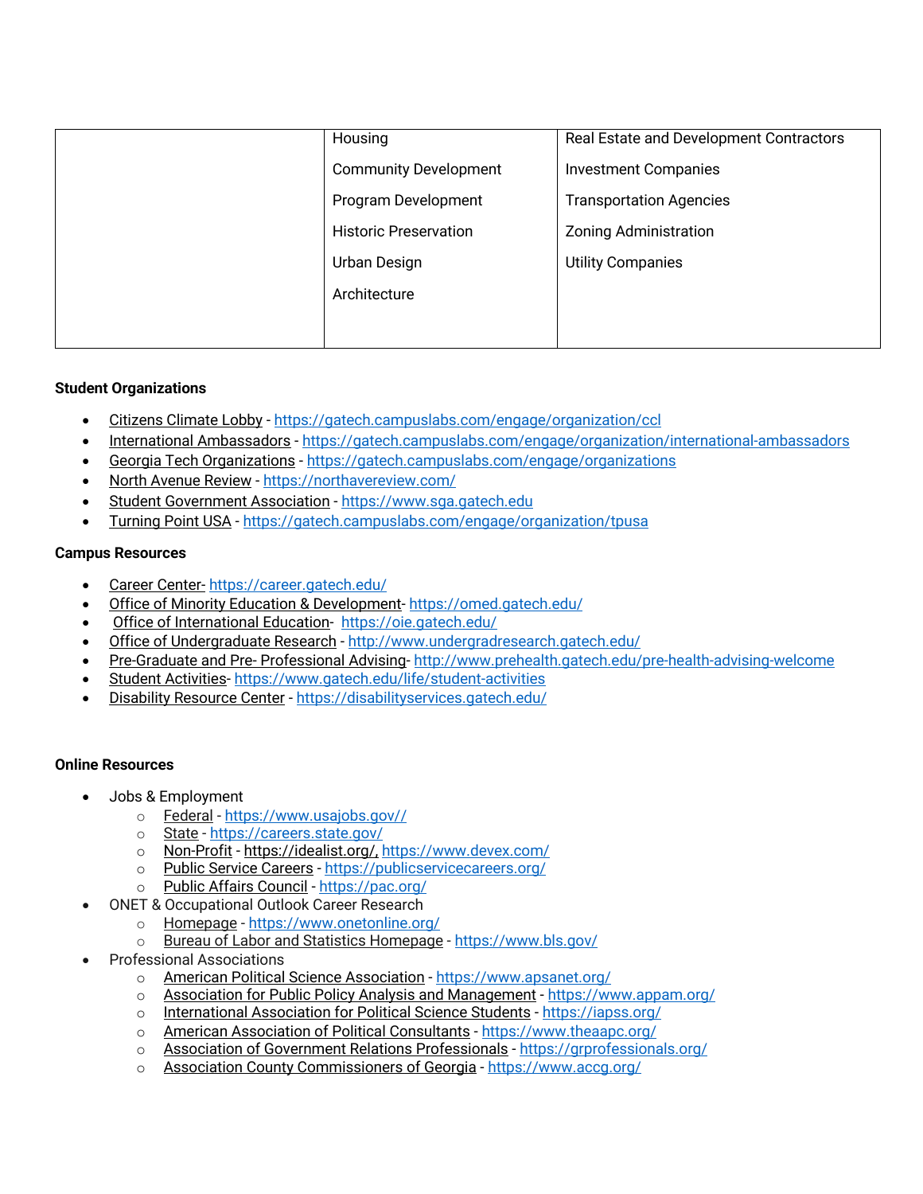| | | |
|---|---|---|
| | Housing<br><br>Community Development<br><br>Program Development<br><br>Historic Preservation<br><br>Urban Design<br><br>Architecture | Real Estate and Development Contractors<br><br>Investment Companies<br><br>Transportation Agencies<br><br>Zoning Administration<br><br>Utility Companies |

**Student Organizations**

- Citizens Climate Lobby - https://gatech.campuslabs.com/engage/organization/ccl
- International Ambassadors - https://gatech.campuslabs.com/engage/organization/international-ambassadors
- Georgia Tech Organizations - https://gatech.campuslabs.com/engage/organizations
- North Avenue Review - https://northavereview.com/
- Student Government Association - https://www.sga.gatech.edu
- Turning Point USA - https://gatech.campuslabs.com/engage/organization/tpusa

**Campus Resources**

- Career Center- https://career.gatech.edu/
- Office of Minority Education & Development- https://omed.gatech.edu/
- Office of International Education- https://oie.gatech.edu/
- Office of Undergraduate Research - http://www.undergradresearch.gatech.edu/
- Pre-Graduate and Pre- Professional Advising- http://www.prehealth.gatech.edu/pre-health-advising-welcome
- Student Activities- https://www.gatech.edu/life/student-activities
- Disability Resource Center - https://disabilityservices.gatech.edu/

**Online Resources**

- Jobs & Employment
  - Federal - https://www.usajobs.gov//
  - State - https://careers.state.gov/
  - Non-Profit - https://idealist.org/, https://www.devex.com/
  - Public Service Careers - https://publicservicecareers.org/
  - Public Affairs Council - https://pac.org/
- ONET & Occupational Outlook Career Research
  - Homepage - https://www.onetonline.org/
  - Bureau of Labor and Statistics Homepage - https://www.bls.gov/
- Professional Associations
  - American Political Science Association - https://www.apsanet.org/
  - Association for Public Policy Analysis and Management - https://www.appam.org/
  - International Association for Political Science Students - https://iapss.org/
  - American Association of Political Consultants - https://www.theaapc.org/
  - Association of Government Relations Professionals - https://grprofessionals.org/
  - Association County Commissioners of Georgia - https://www.accg.org/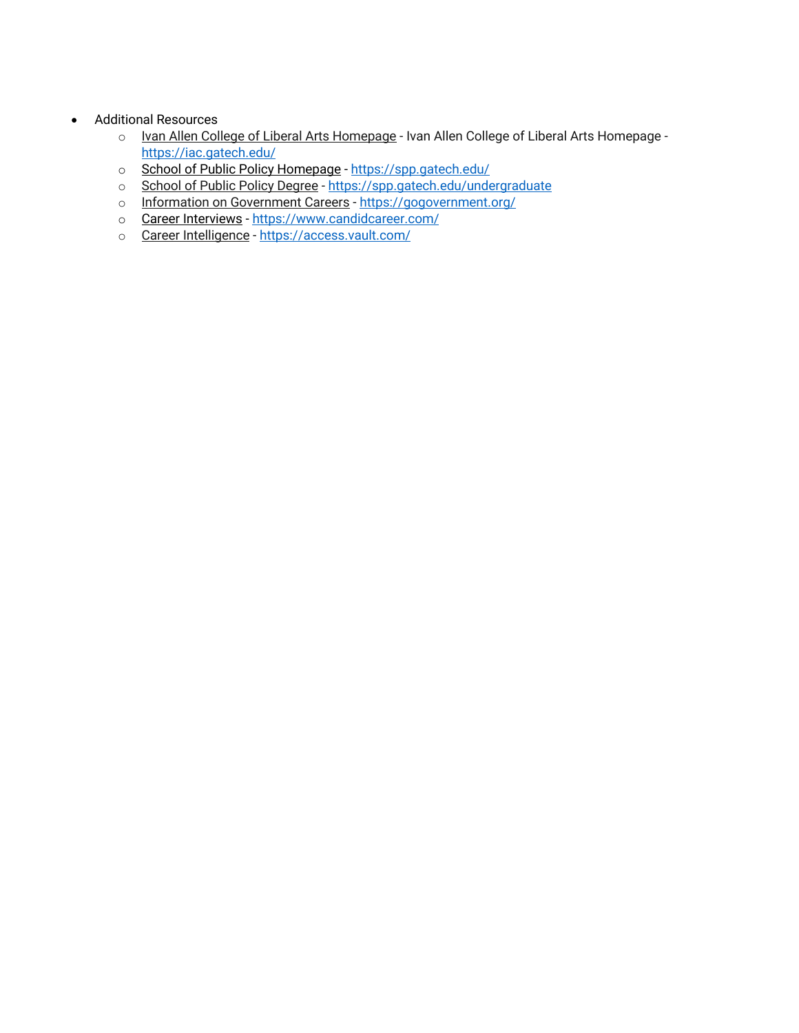- Additional Resources
    - Ivan Allen College of Liberal Arts Homepage - Ivan Allen College of Liberal Arts Homepage - https://iac.gatech.edu/
    - School of Public Policy Homepage - https://spp.gatech.edu/
    - School of Public Policy Degree - https://spp.gatech.edu/undergraduate
    - Information on Government Careers - https://gogovernment.org/
    - Career Interviews - https://www.candidcareer.com/
    - Career Intelligence - https://access.vault.com/